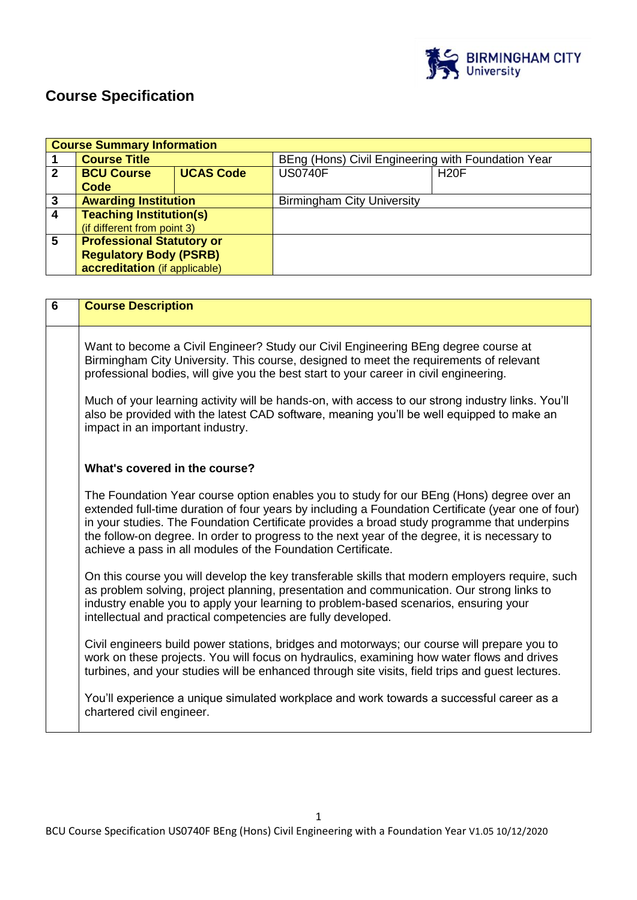# Course Specification

| Course Summary Information | | | | |
|---|---|---|---|---|
| 1 | **Course Title** | | BEng (Hons) Civil Engineering with Foundation Year | |
| 2 | **BCU Course Code** | **UCAS Code** | US0740F | H20F |
| 3 | **Awarding Institution** | | Birmingham City University | |
| 4 | **Teaching Institution(s)** (if different from point 3) | | | |
| 5 | **Professional Statutory or Regulatory Body (PSRB) accreditation** (if applicable) | | | |

| 6 | Course Description |
|---|---|
| | Want to become a Civil Engineer? Study our Civil Engineering BEng degree course at Birmingham City University. This course, designed to meet the requirements of relevant professional bodies, will give you the best start to your career in civil engineering.<br><br>Much of your learning activity will be hands-on, with access to our strong industry links. You'll also be provided with the latest CAD software, meaning you'll be well equipped to make an impact in an important industry.<br><br>**What's covered in the course?**<br><br>The Foundation Year course option enables you to study for our BEng (Hons) degree over an extended full-time duration of four years by including a Foundation Certificate (year one of four) in your studies. The Foundation Certificate provides a broad study programme that underpins the follow-on degree. In order to progress to the next year of the degree, it is necessary to achieve a pass in all modules of the Foundation Certificate.<br><br>On this course you will develop the key transferable skills that modern employers require, such as problem solving, project planning, presentation and communication. Our strong links to industry enable you to apply your learning to problem-based scenarios, ensuring your intellectual and practical competencies are fully developed.<br><br>Civil engineers build power stations, bridges and motorways; our course will prepare you to work on these projects. You will focus on hydraulics, examining how water flows and drives turbines, and your studies will be enhanced through site visits, field trips and guest lectures.<br><br>You'll experience a unique simulated workplace and work towards a successful career as a chartered civil engineer. |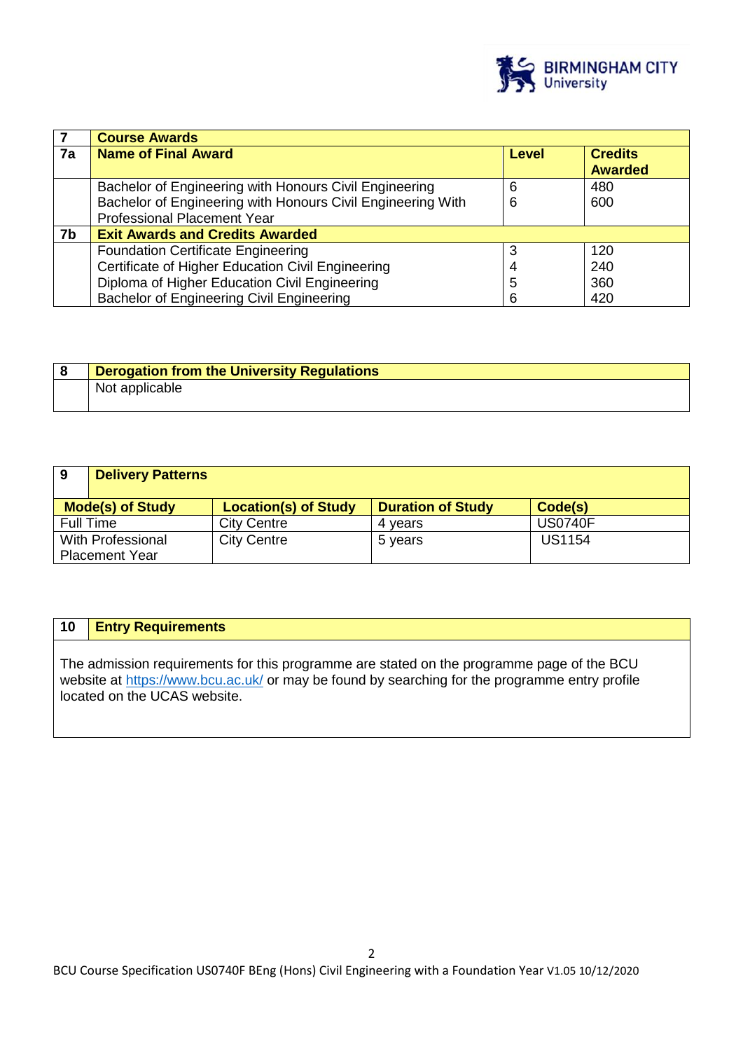| 7 | Course Awards | | |
|---|---|---|---|
| **7a** | **Name of Final Award** | **Level** | **Credits Awarded** |
| | Bachelor of Engineering with Honours Civil Engineering | 6 | 480 |
| | Bachelor of Engineering with Honours Civil Engineering With Professional Placement Year | 6 | 600 |
| **7b** | **Exit Awards and Credits Awarded** | | |
| | Foundation Certificate Engineering | 3 | 120 |
| | Certificate of Higher Education Civil Engineering | 4 | 240 |
| | Diploma of Higher Education Civil Engineering | 5 | 360 |
| | Bachelor of Engineering Civil Engineering | 6 | 420 |

| 8 | Derogation from the University Regulations |
|---|---|
| | Not applicable |

| 9 Delivery Patterns | | | |
|---|---|---|---|
| **Mode(s) of Study** | **Location(s) of Study** | **Duration of Study** | **Code(s)** |
| Full Time | City Centre | 4 years | US0740F |
| With Professional Placement Year | City Centre | 5 years | US1154 |

| 10 | Entry Requirements |
|---|---|

The admission requirements for this programme are stated on the programme page of the BCU website at https://www.bcu.ac.uk/ or may be found by searching for the programme entry profile located on the UCAS website.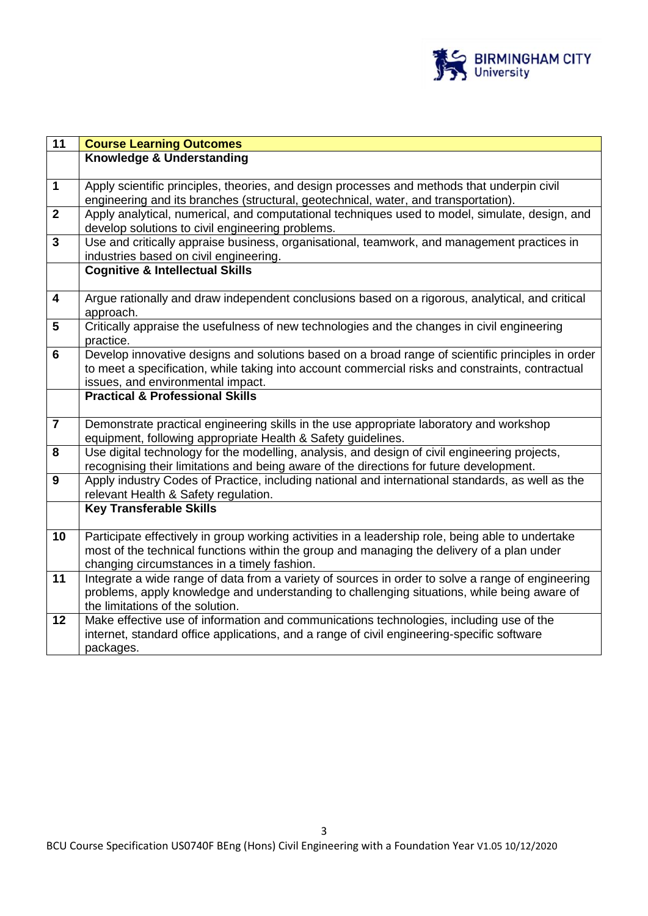| 11 | **Course Learning Outcomes** |
| --- | --- |
| | **Knowledge & Understanding** |
| 1 | Apply scientific principles, theories, and design processes and methods that underpin civil engineering and its branches (structural, geotechnical, water, and transportation). |
| 2 | Apply analytical, numerical, and computational techniques used to model, simulate, design, and develop solutions to civil engineering problems. |
| 3 | Use and critically appraise business, organisational, teamwork, and management practices in industries based on civil engineering. |
| | **Cognitive & Intellectual Skills** |
| 4 | Argue rationally and draw independent conclusions based on a rigorous, analytical, and critical approach. |
| 5 | Critically appraise the usefulness of new technologies and the changes in civil engineering practice. |
| 6 | Develop innovative designs and solutions based on a broad range of scientific principles in order to meet a specification, while taking into account commercial risks and constraints, contractual issues, and environmental impact. |
| | **Practical & Professional Skills** |
| 7 | Demonstrate practical engineering skills in the use appropriate laboratory and workshop equipment, following appropriate Health & Safety guidelines. |
| 8 | Use digital technology for the modelling, analysis, and design of civil engineering projects, recognising their limitations and being aware of the directions for future development. |
| 9 | Apply industry Codes of Practice, including national and international standards, as well as the relevant Health & Safety regulation. |
| | **Key Transferable Skills** |
| 10 | Participate effectively in group working activities in a leadership role, being able to undertake most of the technical functions within the group and managing the delivery of a plan under changing circumstances in a timely fashion. |
| 11 | Integrate a wide range of data from a variety of sources in order to solve a range of engineering problems, apply knowledge and understanding to challenging situations, while being aware of the limitations of the solution. |
| 12 | Make effective use of information and communications technologies, including use of the internet, standard office applications, and a range of civil engineering-specific software packages. |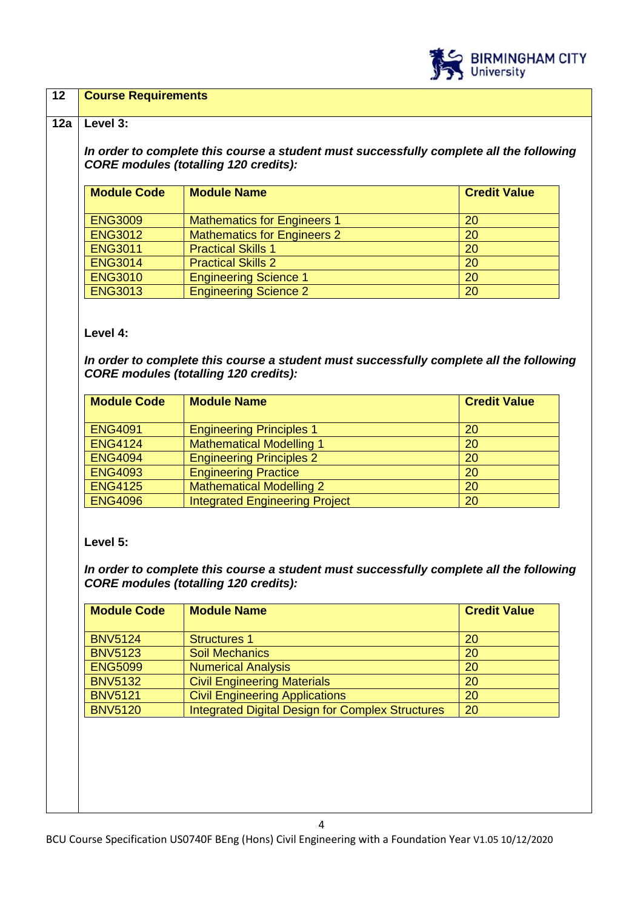## 12 Course Requirements

### 12a Level 3:

***In order to complete this course a student must successfully complete all the following CORE modules (totalling 120 credits):***

| Module Code | Module Name | Credit Value |
|---|---|---|
| ENG3009 | Mathematics for Engineers 1 | 20 |
| ENG3012 | Mathematics for Engineers 2 | 20 |
| ENG3011 | Practical Skills 1 | 20 |
| ENG3014 | Practical Skills 2 | 20 |
| ENG3010 | Engineering Science 1 | 20 |
| ENG3013 | Engineering Science 2 | 20 |

### Level 4:

***In order to complete this course a student must successfully complete all the following CORE modules (totalling 120 credits):***

| Module Code | Module Name | Credit Value |
|---|---|---|
| ENG4091 | Engineering Principles 1 | 20 |
| ENG4124 | Mathematical Modelling 1 | 20 |
| ENG4094 | Engineering Principles 2 | 20 |
| ENG4093 | Engineering Practice | 20 |
| ENG4125 | Mathematical Modelling 2 | 20 |
| ENG4096 | Integrated Engineering Project | 20 |

### Level 5:

***In order to complete this course a student must successfully complete all the following CORE modules (totalling 120 credits):***

| Module Code | Module Name | Credit Value |
|---|---|---|
| BNV5124 | Structures 1 | 20 |
| BNV5123 | Soil Mechanics | 20 |
| ENG5099 | Numerical Analysis | 20 |
| BNV5132 | Civil Engineering Materials | 20 |
| BNV5121 | Civil Engineering Applications | 20 |
| BNV5120 | Integrated Digital Design for Complex Structures | 20 |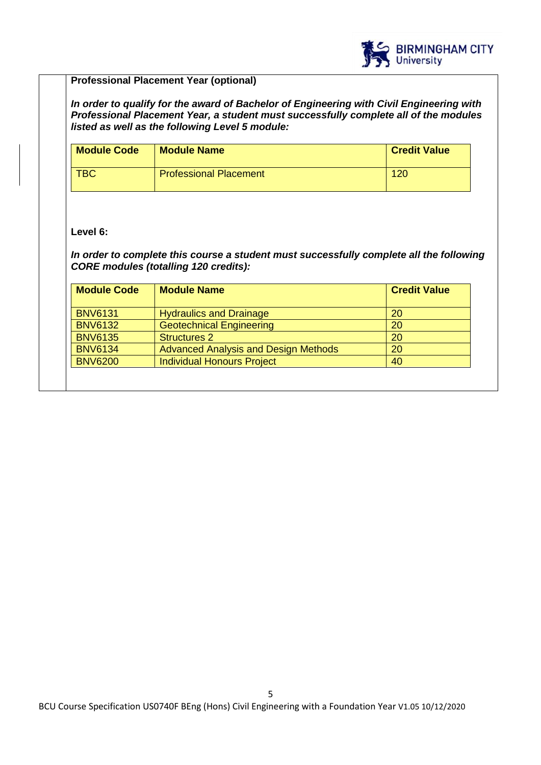**Professional Placement Year (optional)**

***In order to qualify for the award of Bachelor of Engineering with Civil Engineering with Professional Placement Year, a student must successfully complete all of the modules listed as well as the following Level 5 module:***

| Module Code | Module Name | Credit Value |
|---|---|---|
| TBC | Professional Placement | 120 |

**Level 6:**

***In order to complete this course a student must successfully complete all the following CORE modules (totalling 120 credits):***

| Module Code | Module Name | Credit Value |
|---|---|---|
| BNV6131 | Hydraulics and Drainage | 20 |
| BNV6132 | Geotechnical Engineering | 20 |
| BNV6135 | Structures 2 | 20 |
| BNV6134 | Advanced Analysis and Design Methods | 20 |
| BNV6200 | Individual Honours Project | 40 |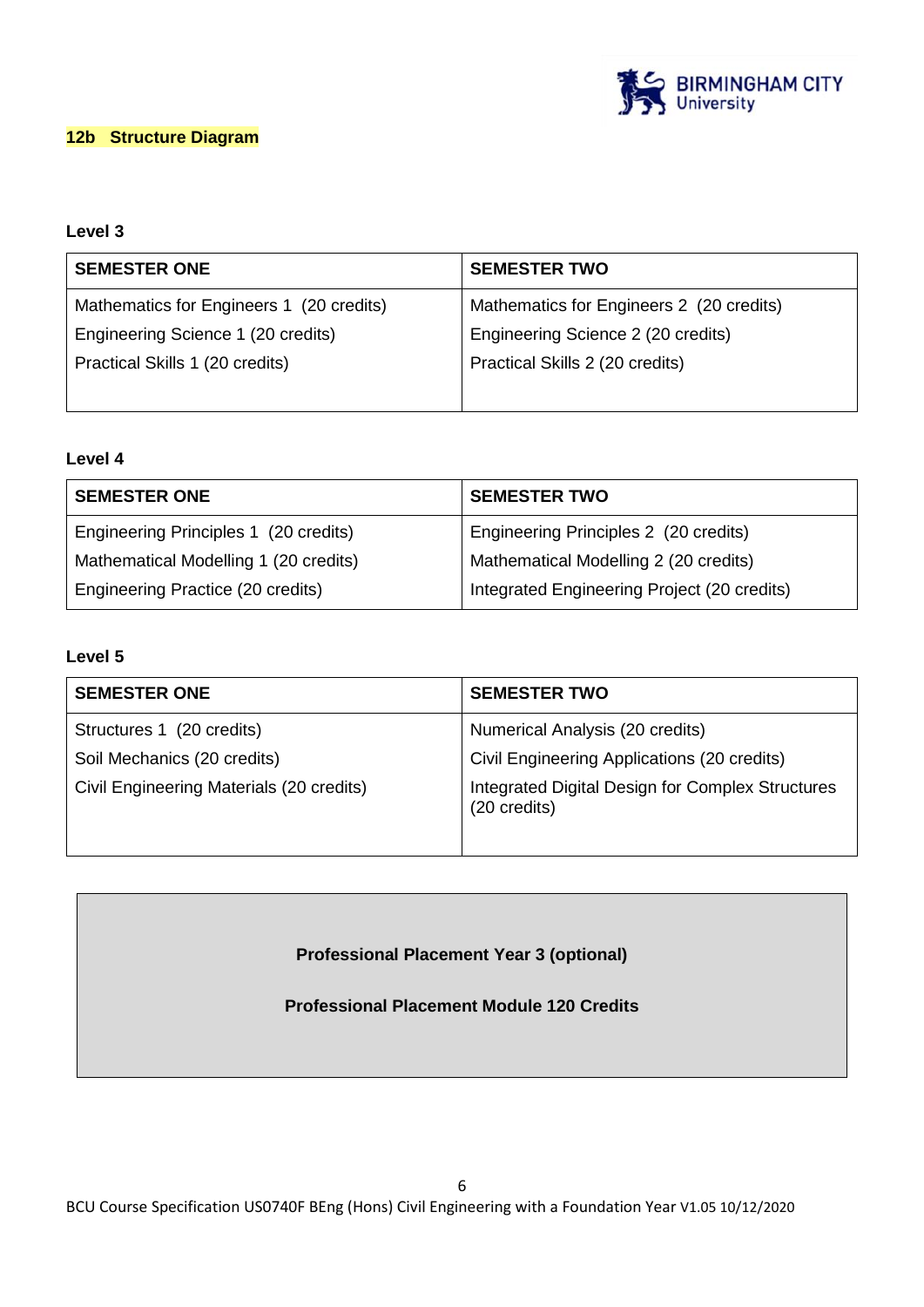**12b Structure Diagram**

**Level 3**

| SEMESTER ONE | SEMESTER TWO |
|---|---|
| Mathematics for Engineers 1 (20 credits) | Mathematics for Engineers 2 (20 credits) |
| Engineering Science 1 (20 credits) | Engineering Science 2 (20 credits) |
| Practical Skills 1 (20 credits) | Practical Skills 2 (20 credits) |

**Level 4**

| SEMESTER ONE | SEMESTER TWO |
|---|---|
| Engineering Principles 1 (20 credits) | Engineering Principles 2 (20 credits) |
| Mathematical Modelling 1 (20 credits) | Mathematical Modelling 2 (20 credits) |
| Engineering Practice (20 credits) | Integrated Engineering Project (20 credits) |

**Level 5**

| SEMESTER ONE | SEMESTER TWO |
|---|---|
| Structures 1 (20 credits) | Numerical Analysis (20 credits) |
| Soil Mechanics (20 credits) | Civil Engineering Applications (20 credits) |
| Civil Engineering Materials (20 credits) | Integrated Digital Design for Complex Structures (20 credits) |

**Professional Placement Year 3 (optional)**

**Professional Placement Module 120 Credits**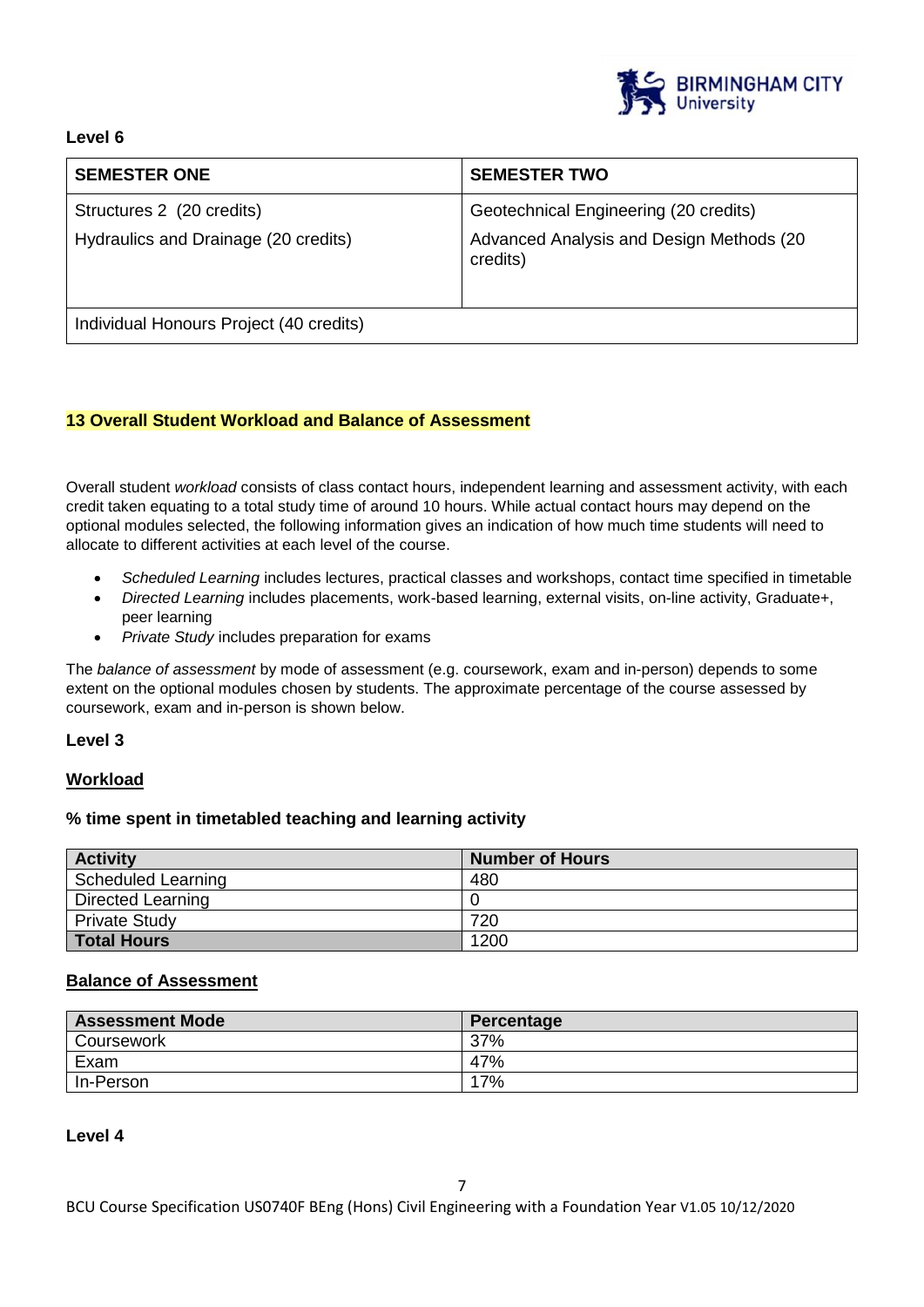**Level 6**

| SEMESTER ONE | SEMESTER TWO |
|---|---|
| Structures 2 (20 credits)<br>Hydraulics and Drainage (20 credits) | Geotechnical Engineering (20 credits)<br>Advanced Analysis and Design Methods (20 credits) |
| Individual Honours Project (40 credits) | |

## 13 Overall Student Workload and Balance of Assessment

Overall student *workload* consists of class contact hours, independent learning and assessment activity, with each credit taken equating to a total study time of around 10 hours. While actual contact hours may depend on the optional modules selected, the following information gives an indication of how much time students will need to allocate to different activities at each level of the course.

- *Scheduled Learning* includes lectures, practical classes and workshops, contact time specified in timetable
- *Directed Learning* includes placements, work-based learning, external visits, on-line activity, Graduate+, peer learning
- *Private Study* includes preparation for exams

The *balance of assessment* by mode of assessment (e.g. coursework, exam and in-person) depends to some extent on the optional modules chosen by students. The approximate percentage of the course assessed by coursework, exam and in-person is shown below.

**Level 3**

**Workload**

**% time spent in timetabled teaching and learning activity**

| Activity | Number of Hours |
|---|---|
| Scheduled Learning | 480 |
| Directed Learning | 0 |
| Private Study | 720 |
| **Total Hours** | 1200 |

**Balance of Assessment**

| Assessment Mode | Percentage |
|---|---|
| Coursework | 37% |
| Exam | 47% |
| In-Person | 17% |

**Level 4**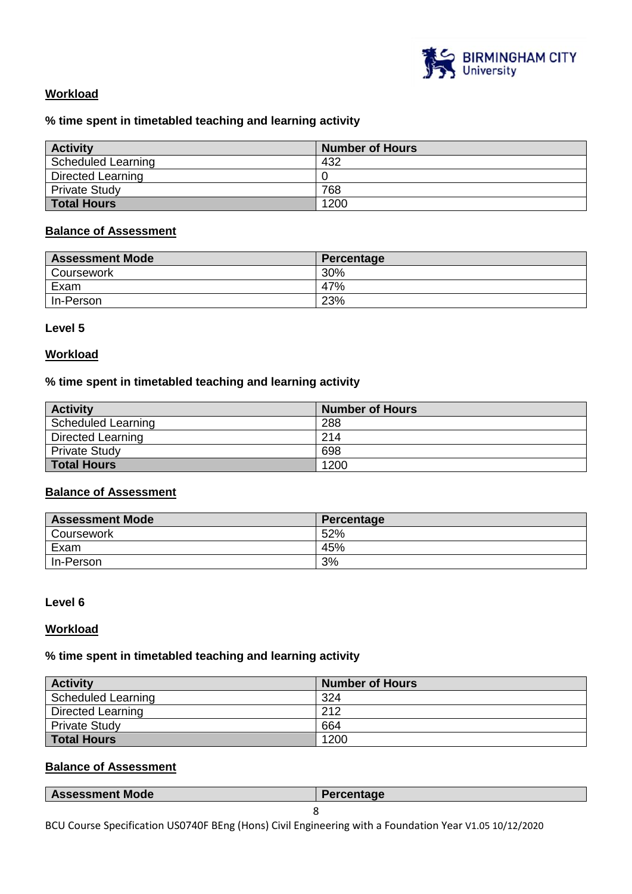**Workload**

**% time spent in timetabled teaching and learning activity**

| Activity | Number of Hours |
|---|---|
| Scheduled Learning | 432 |
| Directed Learning | 0 |
| Private Study | 768 |
| **Total Hours** | 1200 |

**Balance of Assessment**

| Assessment Mode | Percentage |
|---|---|
| Coursework | 30% |
| Exam | 47% |
| In-Person | 23% |

**Level 5**

**Workload**

**% time spent in timetabled teaching and learning activity**

| Activity | Number of Hours |
|---|---|
| Scheduled Learning | 288 |
| Directed Learning | 214 |
| Private Study | 698 |
| **Total Hours** | 1200 |

**Balance of Assessment**

| Assessment Mode | Percentage |
|---|---|
| Coursework | 52% |
| Exam | 45% |
| In-Person | 3% |

**Level 6**

**Workload**

**% time spent in timetabled teaching and learning activity**

| Activity | Number of Hours |
|---|---|
| Scheduled Learning | 324 |
| Directed Learning | 212 |
| Private Study | 664 |
| **Total Hours** | 1200 |

**Balance of Assessment**

| Assessment Mode | Percentage |
|---|---|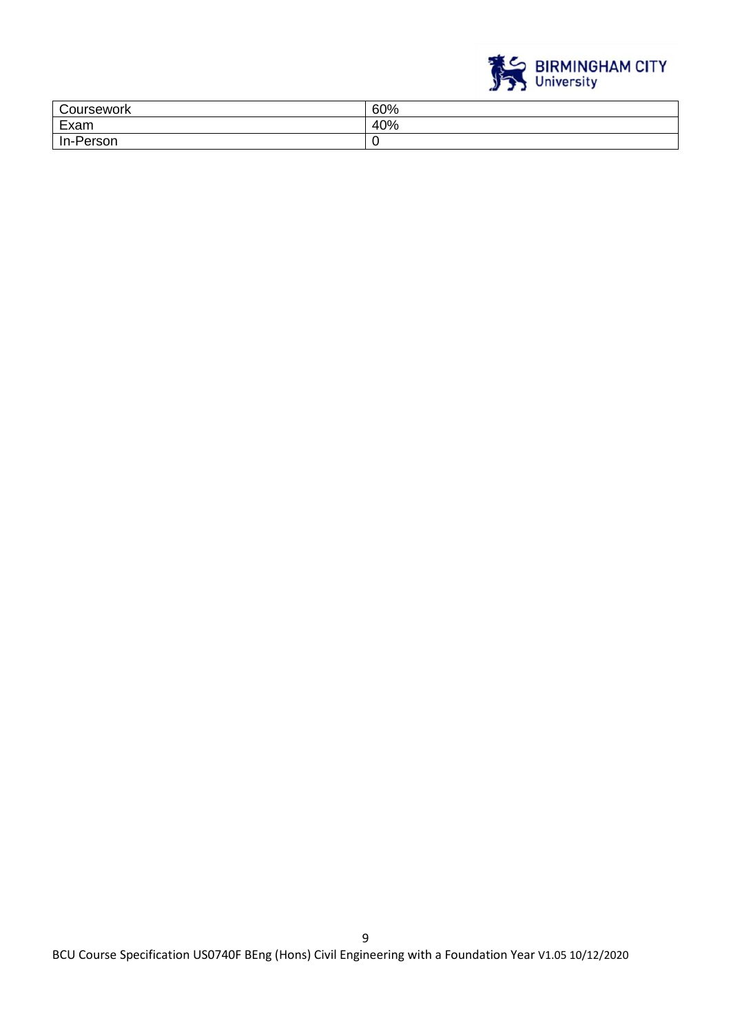| | |
|---|---|
| Coursework | 60% |
| Exam | 40% |
| In-Person | 0 |